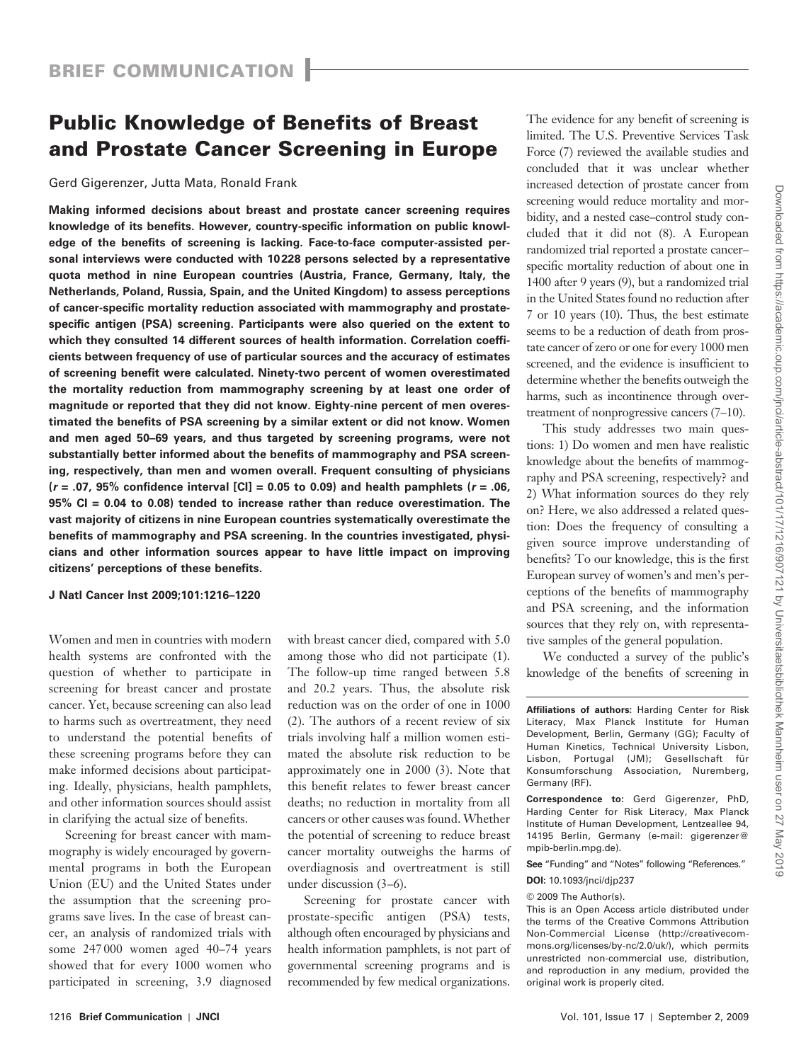# Public Knowledge of Benefits of Breast and Prostate Cancer Screening in Europe

Gerd Gigerenzer, Jutta Mata, Ronald Frank

**Making informed decisions about breast and prostate cancer screening requires knowledge of its benefits. However, country-specific information on public knowledge of the benefits of screening is lacking. Face-to-face computer-assisted personal interviews were conducted with 10228 persons selected by a representative quota method in nine European countries (Austria, France, Germany, Italy, the Netherlands, Poland, Russia, Spain, and the United Kingdom) to assess perceptions of cancer-specific mortality reduction associated with mammography and prostate-specific antigen (PSA) screening. Participants were also queried on the extent to which they consulted 14 different sources of health information. Correlation coefficients between frequency of use of particular sources and the accuracy of estimates of screening benefit were calculated. Ninety-two percent of women overestimated the mortality reduction from mammography screening by at least one order of magnitude or reported that they did not know. Eighty-nine percent of men overestimated the benefits of PSA screening by a similar extent or did not know. Women and men aged 50–69 years, and thus targeted by screening programs, were not substantially better informed about the benefits of mammography and PSA screening, respectively, than men and women overall. Frequent consulting of physicians ($r = .07$, 95% confidence interval [CI] = 0.05 to 0.09) and health pamphlets ($r = .06$, 95% CI = 0.04 to 0.08) tended to increase rather than reduce overestimation. The vast majority of citizens in nine European countries systematically overestimate the benefits of mammography and PSA screening. In the countries investigated, physicians and other information sources appear to have little impact on improving citizens' perceptions of these benefits.**

**J Natl Cancer Inst 2009;101:1216–1220**

Women and men in countries with modern health systems are confronted with the question of whether to participate in screening for breast cancer and prostate cancer. Yet, because screening can also lead to harms such as overtreatment, they need to understand the potential benefits of these screening programs before they can make informed decisions about participating. Ideally, physicians, health pamphlets, and other information sources should assist in clarifying the actual size of benefits.

Screening for breast cancer with mammography is widely encouraged by governmental programs in both the European Union (EU) and the United States under the assumption that the screening programs save lives. In the case of breast cancer, an analysis of randomized trials with some 247000 women aged 40–74 years showed that for every 1000 women who participated in screening, 3.9 diagnosed with breast cancer died, compared with 5.0 among those who did not participate (1). The follow-up time ranged between 5.8 and 20.2 years. Thus, the absolute risk reduction was on the order of one in 1000 (2). The authors of a recent review of six trials involving half a million women estimated the absolute risk reduction to be approximately one in 2000 (3). Note that this benefit relates to fewer breast cancer deaths; no reduction in mortality from all cancers or other causes was found. Whether the potential of screening to reduce breast cancer mortality outweighs the harms of overdiagnosis and overtreatment is still under discussion (3–6).

Screening for prostate cancer with prostate-specific antigen (PSA) tests, although often encouraged by physicians and health information pamphlets, is not part of governmental screening programs and is recommended by few medical organizations. The evidence for any benefit of screening is limited. The U.S. Preventive Services Task Force (7) reviewed the available studies and concluded that it was unclear whether increased detection of prostate cancer from screening would reduce mortality and morbidity, and a nested case–control study concluded that it did not (8). A European randomized trial reported a prostate cancer–specific mortality reduction of about one in 1400 after 9 years (9), but a randomized trial in the United States found no reduction after 7 or 10 years (10). Thus, the best estimate seems to be a reduction of death from prostate cancer of zero or one for every 1000 men screened, and the evidence is insufficient to determine whether the benefits outweigh the harms, such as incontinence through overtreatment of nonprogressive cancers (7–10).

This study addresses two main questions: 1) Do women and men have realistic knowledge about the benefits of mammography and PSA screening, respectively? and 2) What information sources do they rely on? Here, we also addressed a related question: Does the frequency of consulting a given source improve understanding of benefits? To our knowledge, this is the first European survey of women's and men's perceptions of the benefits of mammography and PSA screening, and the information sources that they rely on, with representative samples of the general population.

We conducted a survey of the public's knowledge of the benefits of screening in

**Affiliations of authors:** Harding Center for Risk Literacy, Max Planck Institute for Human Development, Berlin, Germany (GG); Faculty of Human Kinetics, Technical University Lisbon, Lisbon, Portugal (JM); Gesellschaft für Konsumforschung Association, Nuremberg, Germany (RF).

**Correspondence to:** Gerd Gigerenzer, PhD, Harding Center for Risk Literacy, Max Planck Institute of Human Development, Lentzeallee 94, 14195 Berlin, Germany (e-mail: gigerenzer@mpib-berlin.mpg.de).

**See** "Funding" and "Notes" following "References."

**DOI:** 10.1093/jnci/djp237

© 2009 The Author(s).

This is an Open Access article distributed under the terms of the Creative Commons Attribution Non-Commercial License (http://creativecommons.org/licenses/by-nc/2.0/uk/), which permits unrestricted non-commercial use, distribution, and reproduction in any medium, provided the original work is properly cited.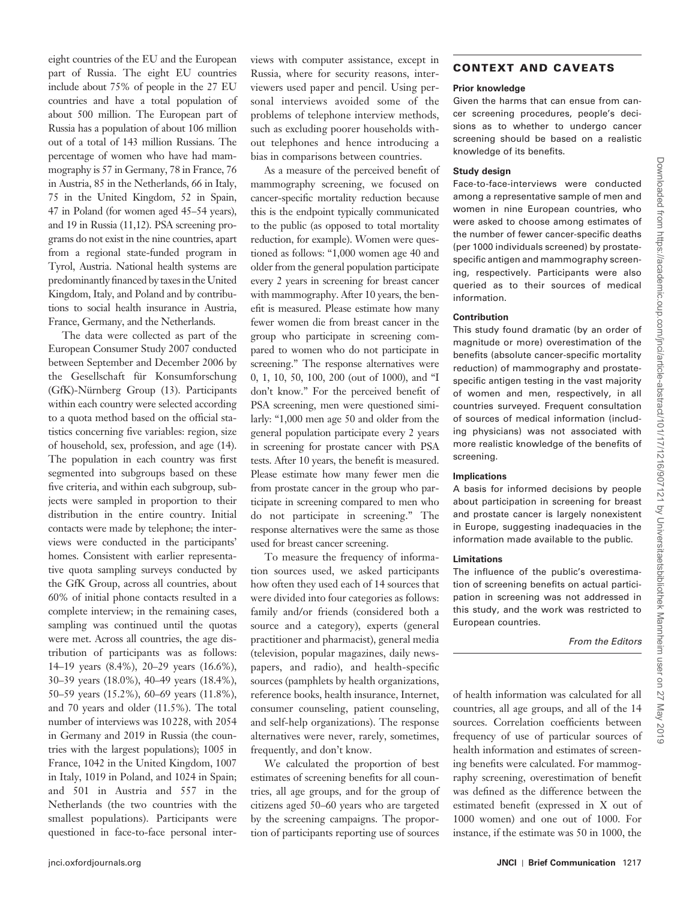eight countries of the EU and the European part of Russia. The eight EU countries include about 75% of people in the 27 EU countries and have a total population of about 500 million. The European part of Russia has a population of about 106 million out of a total of 143 million Russians. The percentage of women who have had mammography is 57 in Germany, 78 in France, 76 in Austria, 85 in the Netherlands, 66 in Italy, 75 in the United Kingdom, 52 in Spain, 47 in Poland (for women aged 45–54 years), and 19 in Russia (11,12). PSA screening programs do not exist in the nine countries, apart from a regional state-funded program in Tyrol, Austria. National health systems are predominantly financed by taxes in the United Kingdom, Italy, and Poland and by contributions to social health insurance in Austria, France, Germany, and the Netherlands.

The data were collected as part of the European Consumer Study 2007 conducted between September and December 2006 by the Gesellschaft für Konsumforschung (GfK)-Nürnberg Group (13). Participants within each country were selected according to a quota method based on the official statistics concerning five variables: region, size of household, sex, profession, and age (14). The population in each country was first segmented into subgroups based on these five criteria, and within each subgroup, subjects were sampled in proportion to their distribution in the entire country. Initial contacts were made by telephone; the interviews were conducted in the participants' homes. Consistent with earlier representative quota sampling surveys conducted by the GfK Group, across all countries, about 60% of initial phone contacts resulted in a complete interview; in the remaining cases, sampling was continued until the quotas were met. Across all countries, the age distribution of participants was as follows: 14–19 years (8.4%), 20–29 years (16.6%), 30–39 years (18.0%), 40–49 years (18.4%), 50–59 years (15.2%), 60–69 years (11.8%), and 70 years and older (11.5%). The total number of interviews was 10 228, with 2054 in Germany and 2019 in Russia (the countries with the largest populations); 1005 in France, 1042 in the United Kingdom, 1007 in Italy, 1019 in Poland, and 1024 in Spain; and 501 in Austria and 557 in the Netherlands (the two countries with the smallest populations). Participants were questioned in face-to-face personal interviews with computer assistance, except in Russia, where for security reasons, interviewers used paper and pencil. Using personal interviews avoided some of the problems of telephone interview methods, such as excluding poorer households without telephones and hence introducing a bias in comparisons between countries.

As a measure of the perceived benefit of mammography screening, we focused on cancer-specific mortality reduction because this is the endpoint typically communicated to the public (as opposed to total mortality reduction, for example). Women were questioned as follows: "1,000 women age 40 and older from the general population participate every 2 years in screening for breast cancer with mammography. After 10 years, the benefit is measured. Please estimate how many fewer women die from breast cancer in the group who participate in screening compared to women who do not participate in screening." The response alternatives were 0, 1, 10, 50, 100, 200 (out of 1000), and "I don't know." For the perceived benefit of PSA screening, men were questioned similarly: "1,000 men age 50 and older from the general population participate every 2 years in screening for prostate cancer with PSA tests. After 10 years, the benefit is measured. Please estimate how many fewer men die from prostate cancer in the group who participate in screening compared to men who do not participate in screening." The response alternatives were the same as those used for breast cancer screening.

To measure the frequency of information sources used, we asked participants how often they used each of 14 sources that were divided into four categories as follows: family and/or friends (considered both a source and a category), experts (general practitioner and pharmacist), general media (television, popular magazines, daily newspapers, and radio), and health-specific sources (pamphlets by health organizations, reference books, health insurance, Internet, consumer counseling, patient counseling, and self-help organizations). The response alternatives were never, rarely, sometimes, frequently, and don't know.

We calculated the proportion of best estimates of screening benefits for all countries, all age groups, and for the group of citizens aged 50–60 years who are targeted by the screening campaigns. The proportion of participants reporting use of sources of health information was calculated for all countries, all age groups, and all of the 14 sources. Correlation coefficients between frequency of use of particular sources of health information and estimates of screening benefits were calculated. For mammography screening, overestimation of benefit was defined as the difference between the estimated benefit (expressed in X out of 1000 women) and one out of 1000. For instance, if the estimate was 50 in 1000, the

## CONTEXT AND CAVEATS

### Prior knowledge

Given the harms that can ensue from cancer screening procedures, people's decisions as to whether to undergo cancer screening should be based on a realistic knowledge of its benefits.

### Study design

Face-to-face-interviews were conducted among a representative sample of men and women in nine European countries, who were asked to choose among estimates of the number of fewer cancer-specific deaths (per 1000 individuals screened) by prostate-specific antigen and mammography screening, respectively. Participants were also queried as to their sources of medical information.

### Contribution

This study found dramatic (by an order of magnitude or more) overestimation of the benefits (absolute cancer-specific mortality reduction) of mammography and prostate-specific antigen testing in the vast majority of women and men, respectively, in all countries surveyed. Frequent consultation of sources of medical information (including physicians) was not associated with more realistic knowledge of the benefits of screening.

### Implications

A basis for informed decisions by people about participation in screening for breast and prostate cancer is largely nonexistent in Europe, suggesting inadequacies in the information made available to the public.

### Limitations

The influence of the public's overestimation of screening benefits on actual participation in screening was not addressed in this study, and the work was restricted to European countries.

*From the Editors*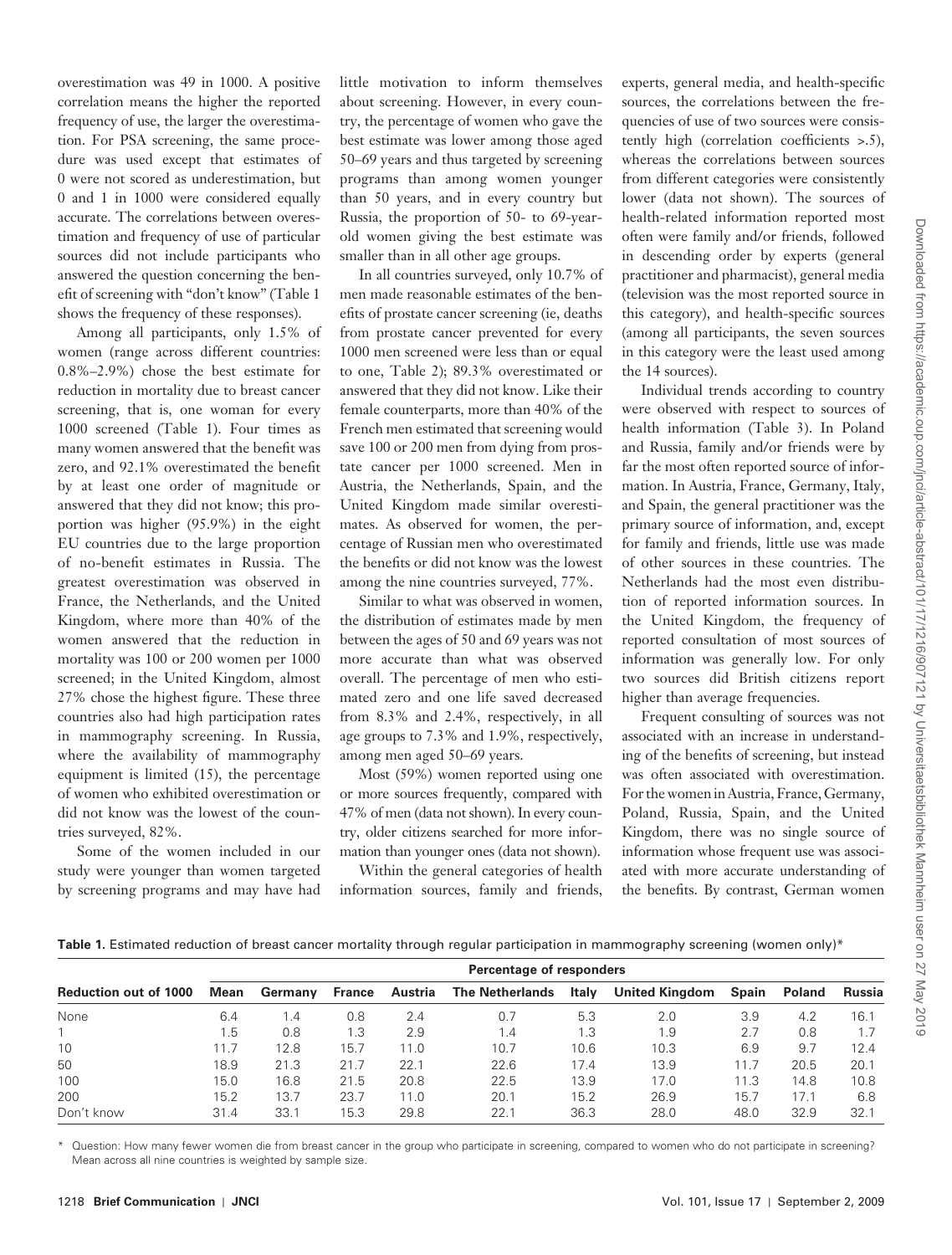overestimation was 49 in 1000. A positive correlation means the higher the reported frequency of use, the larger the overestimation. For PSA screening, the same procedure was used except that estimates of 0 were not scored as underestimation, but 0 and 1 in 1000 were considered equally accurate. The correlations between overestimation and frequency of use of particular sources did not include participants who answered the question concerning the benefit of screening with "don't know" (Table 1 shows the frequency of these responses).

Among all participants, only 1.5% of women (range across different countries: 0.8%–2.9%) chose the best estimate for reduction in mortality due to breast cancer screening, that is, one woman for every 1000 screened (Table 1). Four times as many women answered that the benefit was zero, and 92.1% overestimated the benefit by at least one order of magnitude or answered that they did not know; this proportion was higher (95.9%) in the eight EU countries due to the large proportion of no-benefit estimates in Russia. The greatest overestimation was observed in France, the Netherlands, and the United Kingdom, where more than 40% of the women answered that the reduction in mortality was 100 or 200 women per 1000 screened; in the United Kingdom, almost 27% chose the highest figure. These three countries also had high participation rates in mammography screening. In Russia, where the availability of mammography equipment is limited (15), the percentage of women who exhibited overestimation or did not know was the lowest of the countries surveyed, 82%.

Some of the women included in our study were younger than women targeted by screening programs and may have had little motivation to inform themselves about screening. However, in every country, the percentage of women who gave the best estimate was lower among those aged 50–69 years and thus targeted by screening programs than among women younger than 50 years, and in every country but Russia, the proportion of 50- to 69-year-old women giving the best estimate was smaller than in all other age groups.

In all countries surveyed, only 10.7% of men made reasonable estimates of the benefits of prostate cancer screening (ie, deaths from prostate cancer prevented for every 1000 men screened were less than or equal to one, Table 2); 89.3% overestimated or answered that they did not know. Like their female counterparts, more than 40% of the French men estimated that screening would save 100 or 200 men from dying from prostate cancer per 1000 screened. Men in Austria, the Netherlands, Spain, and the United Kingdom made similar overestimates. As observed for women, the percentage of Russian men who overestimated the benefits or did not know was the lowest among the nine countries surveyed, 77%.

Similar to what was observed in women, the distribution of estimates made by men between the ages of 50 and 69 years was not more accurate than what was observed overall. The percentage of men who estimated zero and one life saved decreased from 8.3% and 2.4%, respectively, in all age groups to 7.3% and 1.9%, respectively, among men aged 50–69 years.

Most (59%) women reported using one or more sources frequently, compared with 47% of men (data not shown). In every country, older citizens searched for more information than younger ones (data not shown).

Within the general categories of health information sources, family and friends, experts, general media, and health-specific sources, the correlations between the frequencies of use of two sources were consistently high (correlation coefficients >.5), whereas the correlations between sources from different categories were consistently lower (data not shown). The sources of health-related information reported most often were family and/or friends, followed in descending order by experts (general practitioner and pharmacist), general media (television was the most reported source in this category), and health-specific sources (among all participants, the seven sources in this category were the least used among the 14 sources).

Individual trends according to country were observed with respect to sources of health information (Table 3). In Poland and Russia, family and/or friends were by far the most often reported source of information. In Austria, France, Germany, Italy, and Spain, the general practitioner was the primary source of information, and, except for family and friends, little use was made of other sources in these countries. The Netherlands had the most even distribution of reported information sources. In the United Kingdom, the frequency of reported consultation of most sources of information was generally low. For only two sources did British citizens report higher than average frequencies.

Frequent consulting of sources was not associated with an increase in understanding of the benefits of screening, but instead was often associated with overestimation. For the women in Austria, France, Germany, Poland, Russia, Spain, and the United Kingdom, there was no single source of information whose frequent use was associated with more accurate understanding of the benefits. By contrast, German women

**Table 1.** Estimated reduction of breast cancer mortality through regular participation in mammography screening (women only)*

| Reduction out of 1000 | Percentage of responders | | | | | | | | | |
|---|---|---|---|---|---|---|---|---|---|---|
| | Mean | Germany | France | Austria | The Netherlands | Italy | United Kingdom | Spain | Poland | Russia |
| None | 6.4 | 1.4 | 0.8 | 2.4 | 0.7 | 5.3 | 2.0 | 3.9 | 4.2 | 16.1 |
| 1 | 1.5 | 0.8 | 1.3 | 2.9 | 1.4 | 1.3 | 1.9 | 2.7 | 0.8 | 1.7 |
| 10 | 11.7 | 12.8 | 15.7 | 11.0 | 10.7 | 10.6 | 10.3 | 6.9 | 9.7 | 12.4 |
| 50 | 18.9 | 21.3 | 21.7 | 22.1 | 22.6 | 17.4 | 13.9 | 11.7 | 20.5 | 20.1 |
| 100 | 15.0 | 16.8 | 21.5 | 20.8 | 22.5 | 13.9 | 17.0 | 11.3 | 14.8 | 10.8 |
| 200 | 15.2 | 13.7 | 23.7 | 11.0 | 20.1 | 15.2 | 26.9 | 15.7 | 17.1 | 6.8 |
| Don't know | 31.4 | 33.1 | 15.3 | 29.8 | 22.1 | 36.3 | 28.0 | 48.0 | 32.9 | 32.1 |

\* Question: How many fewer women die from breast cancer in the group who participate in screening, compared to women who do not participate in screening? Mean across all nine countries is weighted by sample size.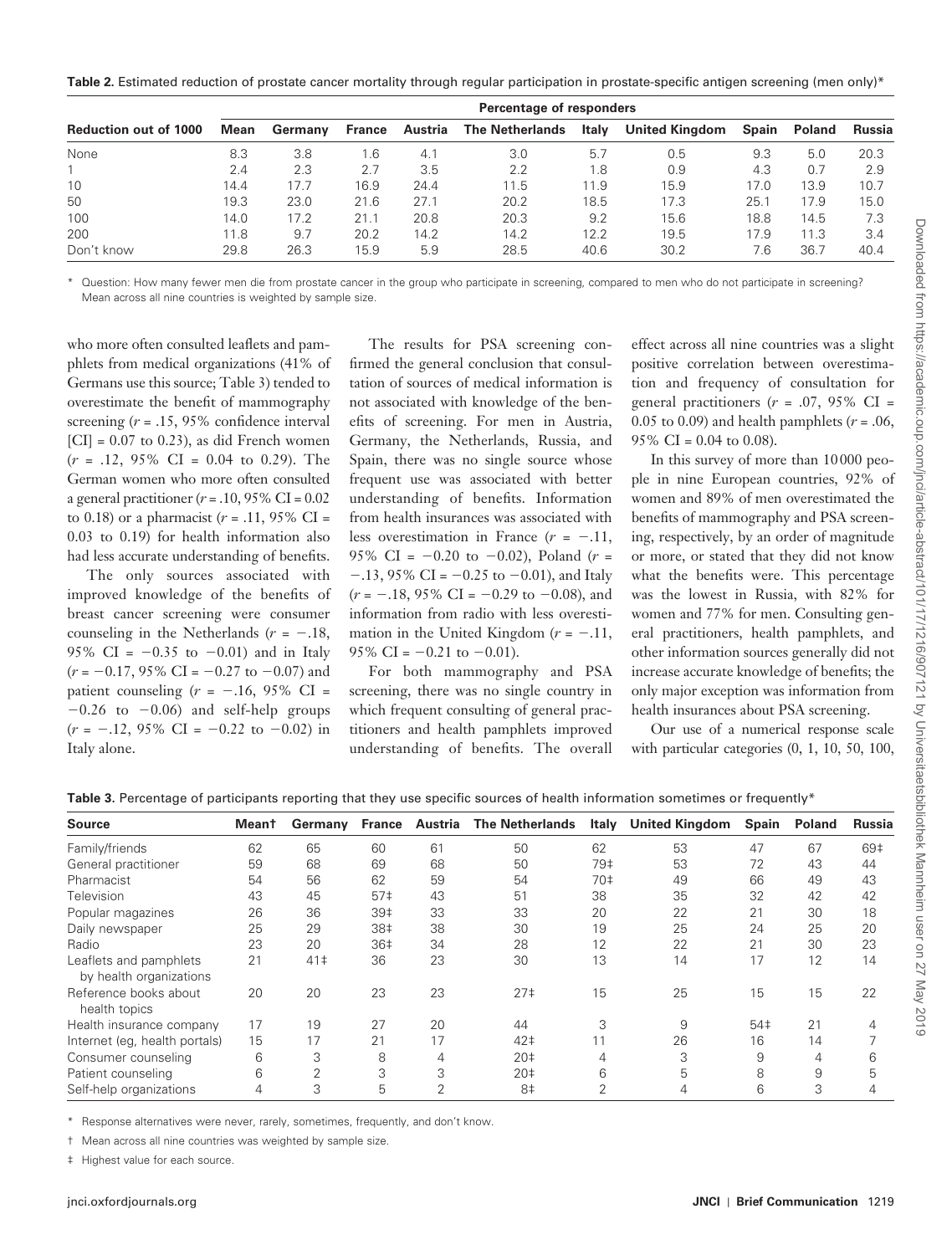**Table 2.** Estimated reduction of prostate cancer mortality through regular participation in prostate-specific antigen screening (men only)*

| Reduction out of 1000 | Percentage of responders | | | | | | | | | |
|---|---|---|---|---|---|---|---|---|---|---|
| | Mean | Germany | France | Austria | The Netherlands | Italy | United Kingdom | Spain | Poland | Russia |
| None | 8.3 | 3.8 | 1.6 | 4.1 | 3.0 | 5.7 | 0.5 | 9.3 | 5.0 | 20.3 |
| 1 | 2.4 | 2.3 | 2.7 | 3.5 | 2.2 | 1.8 | 0.9 | 4.3 | 0.7 | 2.9 |
| 10 | 14.4 | 17.7 | 16.9 | 24.4 | 11.5 | 11.9 | 15.9 | 17.0 | 13.9 | 10.7 |
| 50 | 19.3 | 23.0 | 21.6 | 27.1 | 20.2 | 18.5 | 17.3 | 25.1 | 17.9 | 15.0 |
| 100 | 14.0 | 17.2 | 21.1 | 20.8 | 20.3 | 9.2 | 15.6 | 18.8 | 14.5 | 7.3 |
| 200 | 11.8 | 9.7 | 20.2 | 14.2 | 14.2 | 12.2 | 19.5 | 17.9 | 11.3 | 3.4 |
| Don't know | 29.8 | 26.3 | 15.9 | 5.9 | 28.5 | 40.6 | 30.2 | 7.6 | 36.7 | 40.4 |

\* Question: How many fewer men die from prostate cancer in the group who participate in screening, compared to men who do not participate in screening? Mean across all nine countries is weighted by sample size.

who more often consulted leaflets and pamphlets from medical organizations (41% of Germans use this source; Table 3) tended to overestimate the benefit of mammography screening ($r = .15$, 95% confidence interval [CI] = 0.07 to 0.23), as did French women ($r = .12$, 95% CI = 0.04 to 0.29). The German women who more often consulted a general practitioner ($r = .10$, 95% CI = 0.02 to 0.18) or a pharmacist ($r = .11$, 95% CI = 0.03 to 0.19) for health information also had less accurate understanding of benefits.

The only sources associated with improved knowledge of the benefits of breast cancer screening were consumer counseling in the Netherlands ($r = -.18$, 95% CI = −0.35 to −0.01) and in Italy ($r = -0.17$, 95% CI = −0.27 to −0.07) and patient counseling ($r = -.16$, 95% CI = −0.26 to −0.06) and self-help groups ($r = -.12$, 95% CI = −0.22 to −0.02) in Italy alone.

The results for PSA screening confirmed the general conclusion that consultation of sources of medical information is not associated with knowledge of the benefits of screening. For men in Austria, Germany, the Netherlands, Russia, and Spain, there was no single source whose frequent use was associated with better understanding of benefits. Information from health insurances was associated with less overestimation in France ($r = -.11$, 95% CI = −0.20 to −0.02), Poland ($r = -.13$, 95% CI = −0.25 to −0.01), and Italy ($r = -.18$, 95% CI = −0.29 to −0.08), and information from radio with less overestimation in the United Kingdom ($r = -.11$, 95% CI = −0.21 to −0.01).

For both mammography and PSA screening, there was no single country in which frequent consulting of general practitioners and health pamphlets improved understanding of benefits. The overall effect across all nine countries was a slight positive correlation between overestimation and frequency of consultation for general practitioners ($r = .07$, 95% CI = 0.05 to 0.09) and health pamphlets ($r = .06$, 95% CI = 0.04 to 0.08).

In this survey of more than 10000 people in nine European countries, 92% of women and 89% of men overestimated the benefits of mammography and PSA screening, respectively, by an order of magnitude or more, or stated that they did not know what the benefits were. This percentage was the lowest in Russia, with 82% for women and 77% for men. Consulting general practitioners, health pamphlets, and other information sources generally did not increase accurate knowledge of benefits; the only major exception was information from health insurances about PSA screening.

Our use of a numerical response scale with particular categories (0, 1, 10, 50, 100,

**Table 3.** Percentage of participants reporting that they use specific sources of health information sometimes or frequently*

| Source | Mean† | Germany | France | Austria | The Netherlands | Italy | United Kingdom | Spain | Poland | Russia |
|---|---|---|---|---|---|---|---|---|---|---|
| Family/friends | 62 | 65 | 60 | 61 | 50 | 62 | 53 | 47 | 67 | 69‡ |
| General practitioner | 59 | 68 | 69 | 68 | 50 | 79‡ | 53 | 72 | 43 | 44 |
| Pharmacist | 54 | 56 | 62 | 59 | 54 | 70‡ | 49 | 66 | 49 | 43 |
| Television | 43 | 45 | 57‡ | 43 | 51 | 38 | 35 | 32 | 42 | 42 |
| Popular magazines | 26 | 36 | 39‡ | 33 | 33 | 20 | 22 | 21 | 30 | 18 |
| Daily newspaper | 25 | 29 | 38‡ | 38 | 30 | 19 | 25 | 24 | 25 | 20 |
| Radio | 23 | 20 | 36‡ | 34 | 28 | 12 | 22 | 21 | 30 | 23 |
| Leaflets and pamphlets by health organizations | 21 | 41‡ | 36 | 23 | 30 | 13 | 14 | 17 | 12 | 14 |
| Reference books about health topics | 20 | 20 | 23 | 23 | 27‡ | 15 | 25 | 15 | 15 | 22 |
| Health insurance company | 17 | 19 | 27 | 20 | 44 | 3 | 9 | 54‡ | 21 | 4 |
| Internet (eg, health portals) | 15 | 17 | 21 | 17 | 42‡ | 11 | 26 | 16 | 14 | 7 |
| Consumer counseling | 6 | 3 | 8 | 4 | 20‡ | 4 | 3 | 9 | 4 | 6 |
| Patient counseling | 6 | 2 | 3 | 3 | 20‡ | 6 | 5 | 8 | 9 | 5 |
| Self-help organizations | 4 | 3 | 5 | 2 | 8‡ | 2 | 4 | 6 | 3 | 4 |

\* Response alternatives were never, rarely, sometimes, frequently, and don't know.

† Mean across all nine countries was weighted by sample size.

‡ Highest value for each source.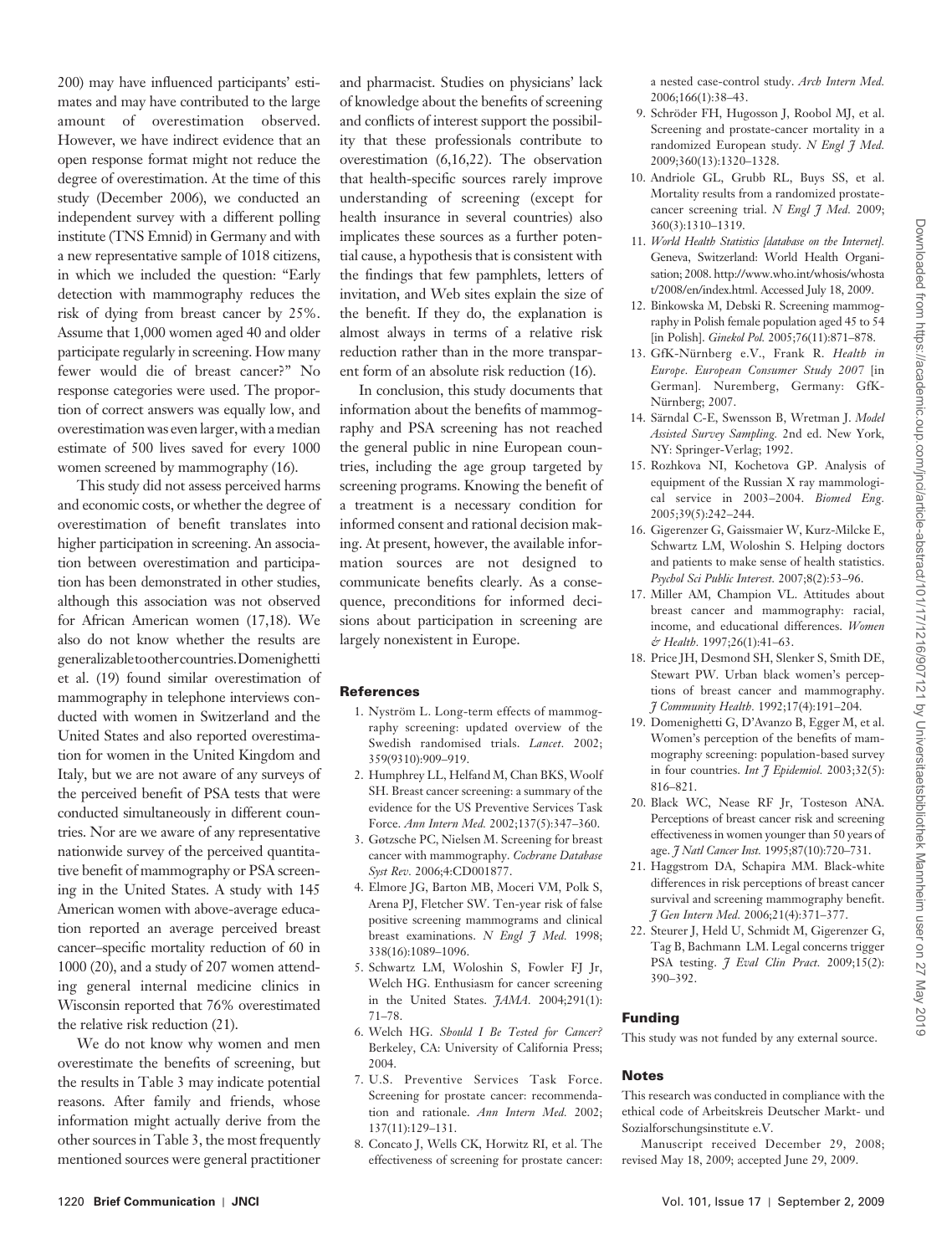200) may have influenced participants' estimates and may have contributed to the large amount of overestimation observed. However, we have indirect evidence that an open response format might not reduce the degree of overestimation. At the time of this study (December 2006), we conducted an independent survey with a different polling institute (TNS Emnid) in Germany and with a new representative sample of 1018 citizens, in which we included the question: "Early detection with mammography reduces the risk of dying from breast cancer by 25%. Assume that 1,000 women aged 40 and older participate regularly in screening. How many fewer would die of breast cancer?" No response categories were used. The proportion of correct answers was equally low, and overestimation was even larger, with a median estimate of 500 lives saved for every 1000 women screened by mammography (16).

This study did not assess perceived harms and economic costs, or whether the degree of overestimation of benefit translates into higher participation in screening. An association between overestimation and participation has been demonstrated in other studies, although this association was not observed for African American women (17,18). We also do not know whether the results are generalizable to other countries. Domenighetti et al. (19) found similar overestimation of mammography in telephone interviews conducted with women in Switzerland and the United States and also reported overestimation for women in the United Kingdom and Italy, but we are not aware of any surveys of the perceived benefit of PSA tests that were conducted simultaneously in different countries. Nor are we aware of any representative nationwide survey of the perceived quantitative benefit of mammography or PSA screening in the United States. A study with 145 American women with above-average education reported an average perceived breast cancer–specific mortality reduction of 60 in 1000 (20), and a study of 207 women attending general internal medicine clinics in Wisconsin reported that 76% overestimated the relative risk reduction (21).

We do not know why women and men overestimate the benefits of screening, but the results in Table 3 may indicate potential reasons. After family and friends, whose information might actually derive from the other sources in Table 3, the most frequently mentioned sources were general practitioner and pharmacist. Studies on physicians' lack of knowledge about the benefits of screening and conflicts of interest support the possibility that these professionals contribute to overestimation (6,16,22). The observation that health-specific sources rarely improve understanding of screening (except for health insurance in several countries) also implicates these sources as a further potential cause, a hypothesis that is consistent with the findings that few pamphlets, letters of invitation, and Web sites explain the size of the benefit. If they do, the explanation is almost always in terms of a relative risk reduction rather than in the more transparent form of an absolute risk reduction (16).

In conclusion, this study documents that information about the benefits of mammography and PSA screening has not reached the general public in nine European countries, including the age group targeted by screening programs. Knowing the benefit of a treatment is a necessary condition for informed consent and rational decision making. At present, however, the available information sources are not designed to communicate benefits clearly. As a consequence, preconditions for informed decisions about participation in screening are largely nonexistent in Europe.

## References

1. Nyström L. Long-term effects of mammography screening: updated overview of the Swedish randomised trials. *Lancet.* 2002; 359(9310):909–919.
2. Humphrey LL, Helfand M, Chan BKS, Woolf SH. Breast cancer screening: a summary of the evidence for the US Preventive Services Task Force. *Ann Intern Med.* 2002;137(5):347–360.
3. Gøtzsche PC, Nielsen M. Screening for breast cancer with mammography. *Cochrane Database Syst Rev.* 2006;4:CD001877.
4. Elmore JG, Barton MB, Moceri VM, Polk S, Arena PJ, Fletcher SW. Ten-year risk of false positive screening mammograms and clinical breast examinations. *N Engl J Med.* 1998; 338(16):1089–1096.
5. Schwartz LM, Woloshin S, Fowler FJ Jr, Welch HG. Enthusiasm for cancer screening in the United States. *JAMA.* 2004;291(1): 71–78.
6. Welch HG. *Should I Be Tested for Cancer?* Berkeley, CA: University of California Press; 2004.
7. U.S. Preventive Services Task Force. Screening for prostate cancer: recommendation and rationale. *Ann Intern Med.* 2002; 137(11):129–131.
8. Concato J, Wells CK, Horwitz RI, et al. The effectiveness of screening for prostate cancer: a nested case-control study. *Arch Intern Med.* 2006;166(1):38–43.
9. Schröder FH, Hugosson J, Roobol MJ, et al. Screening and prostate-cancer mortality in a randomized European study. *N Engl J Med.* 2009;360(13):1320–1328.
10. Andriole GL, Grubb RL, Buys SS, et al. Mortality results from a randomized prostate-cancer screening trial. *N Engl J Med.* 2009; 360(3):1310–1319.
11. *World Health Statistics [database on the Internet].* Geneva, Switzerland: World Health Organisation; 2008. http://www.who.int/whosis/whostat/2008/en/index.html. Accessed July 18, 2009.
12. Binkowska M, Debski R. Screening mammography in Polish female population aged 45 to 54 [in Polish]. *Ginekol Pol.* 2005;76(11):871–878.
13. GfK-Nürnberg e.V., Frank R. *Health in Europe. European Consumer Study 2007* [in German]. Nuremberg, Germany: GfK-Nürnberg; 2007.
14. Särndal C-E, Swensson B, Wretman J. *Model Assisted Survey Sampling.* 2nd ed. New York, NY: Springer-Verlag; 1992.
15. Rozhkova NI, Kochetova GP. Analysis of equipment of the Russian X ray mammological service in 2003–2004. *Biomed Eng.* 2005;39(5):242–244.
16. Gigerenzer G, Gaissmaier W, Kurz-Milcke E, Schwartz LM, Woloshin S. Helping doctors and patients to make sense of health statistics. *Psychol Sci Public Interest.* 2007;8(2):53–96.
17. Miller AM, Champion VL. Attitudes about breast cancer and mammography: racial, income, and educational differences. *Women & Health.* 1997;26(1):41–63.
18. Price JH, Desmond SH, Slenker S, Smith DE, Stewart PW. Urban black women's perceptions of breast cancer and mammography. *J Community Health.* 1992;17(4):191–204.
19. Domenighetti G, D'Avanzo B, Egger M, et al. Women's perception of the benefits of mammography screening: population-based survey in four countries. *Int J Epidemiol.* 2003;32(5): 816–821.
20. Black WC, Nease RF Jr, Tosteson ANA. Perceptions of breast cancer risk and screening effectiveness in women younger than 50 years of age. *J Natl Cancer Inst.* 1995;87(10):720–731.
21. Haggstrom DA, Schapira MM. Black-white differences in risk perceptions of breast cancer survival and screening mammography benefit. *J Gen Intern Med.* 2006;21(4):371–377.
22. Steurer J, Held U, Schmidt M, Gigerenzer G, Tag B, Bachmann LM. Legal concerns trigger PSA testing. *J Eval Clin Pract.* 2009;15(2): 390–392.

## Funding

This study was not funded by any external source.

## Notes

This research was conducted in compliance with the ethical code of Arbeitskreis Deutscher Markt- und Sozialforschungsinstitute e.V.

Manuscript received December 29, 2008; revised May 18, 2009; accepted June 29, 2009.